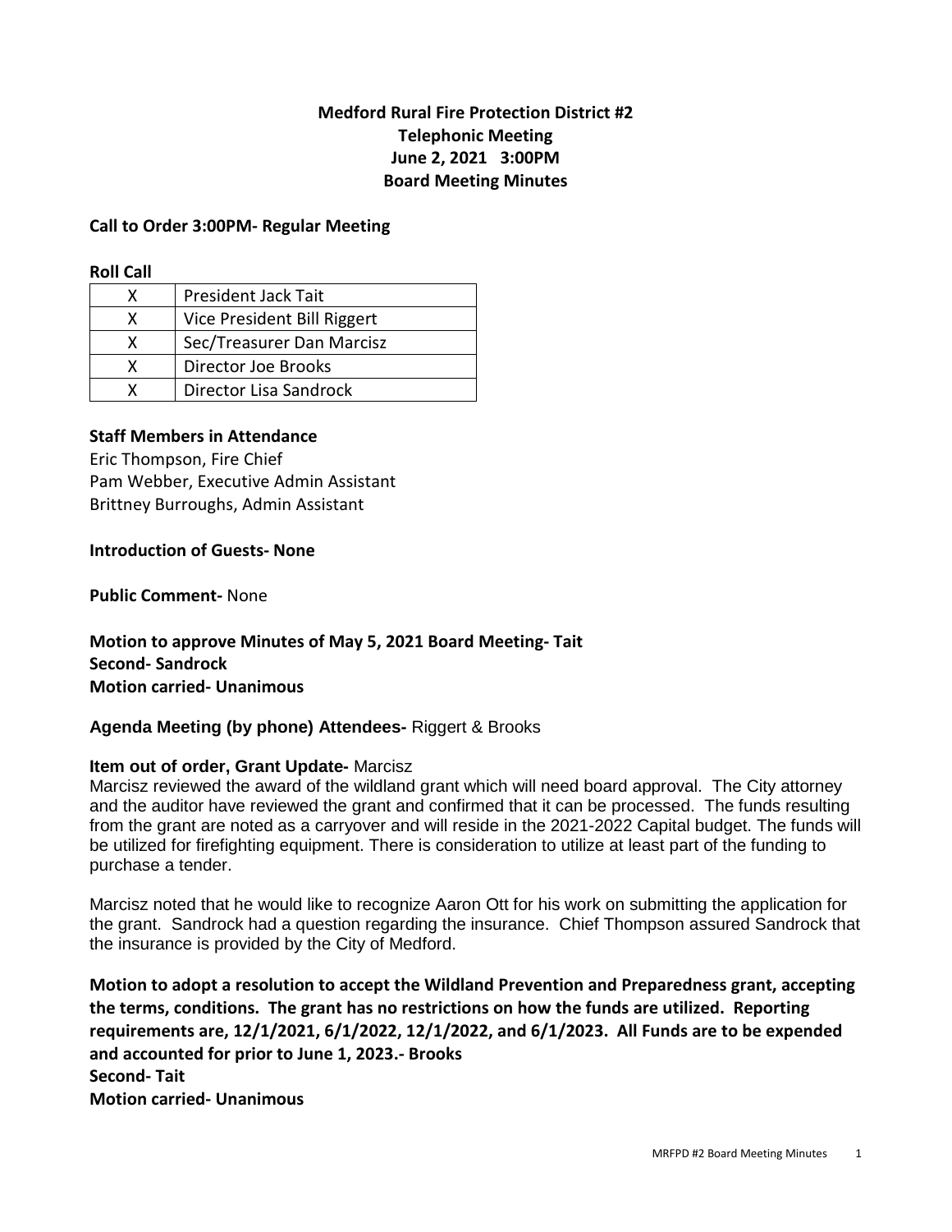# Medford Rural Fire Protection District #2
## Telephonic Meeting
## June 2, 2021 3:00PM
## Board Meeting Minutes

**Call to Order 3:00PM- Regular Meeting**

**Roll Call**

| | |
|---|---|
| X | President Jack Tait |
| X | Vice President Bill Riggert |
| X | Sec/Treasurer Dan Marcisz |
| X | Director Joe Brooks |
| X | Director Lisa Sandrock |

**Staff Members in Attendance**

Eric Thompson, Fire Chief
Pam Webber, Executive Admin Assistant
Brittney Burroughs, Admin Assistant

**Introduction of Guests- None**

**Public Comment-** None

**Motion to approve Minutes of May 5, 2021 Board Meeting- Tait**
**Second- Sandrock**
**Motion carried- Unanimous**

**Agenda Meeting (by phone) Attendees-** Riggert & Brooks

**Item out of order, Grant Update-** Marcisz

Marcisz reviewed the award of the wildland grant which will need board approval. The City attorney and the auditor have reviewed the grant and confirmed that it can be processed. The funds resulting from the grant are noted as a carryover and will reside in the 2021-2022 Capital budget. The funds will be utilized for firefighting equipment. There is consideration to utilize at least part of the funding to purchase a tender.

Marcisz noted that he would like to recognize Aaron Ott for his work on submitting the application for the grant. Sandrock had a question regarding the insurance. Chief Thompson assured Sandrock that the insurance is provided by the City of Medford.

**Motion to adopt a resolution to accept the Wildland Prevention and Preparedness grant, accepting the terms, conditions. The grant has no restrictions on how the funds are utilized. Reporting requirements are, 12/1/2021, 6/1/2022, 12/1/2022, and 6/1/2023. All Funds are to be expended and accounted for prior to June 1, 2023.- Brooks**
**Second- Tait**
**Motion carried- Unanimous**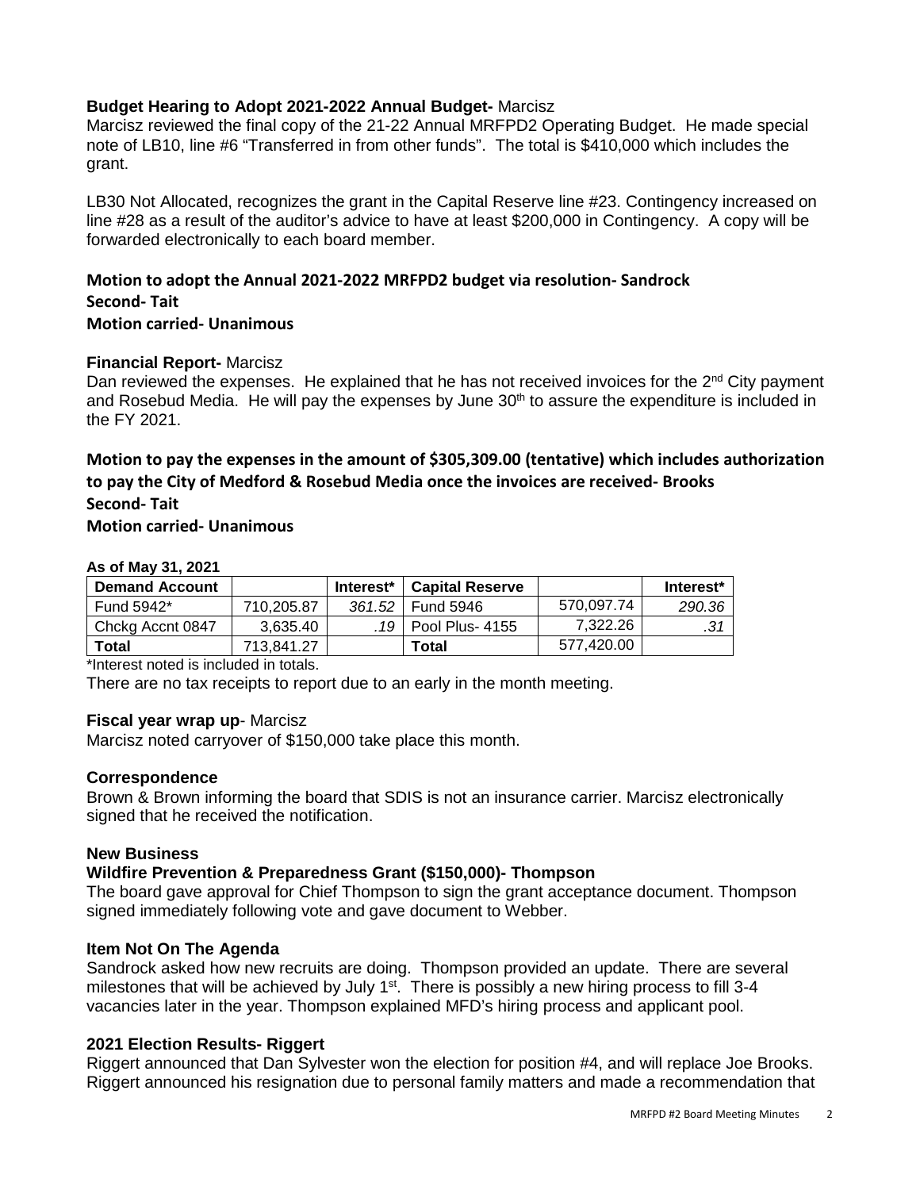**Budget Hearing to Adopt 2021-2022 Annual Budget-** Marcisz

Marcisz reviewed the final copy of the 21-22 Annual MRFPD2 Operating Budget. He made special note of LB10, line #6 "Transferred in from other funds". The total is $410,000 which includes the grant.

LB30 Not Allocated, recognizes the grant in the Capital Reserve line #23. Contingency increased on line #28 as a result of the auditor's advice to have at least $200,000 in Contingency. A copy will be forwarded electronically to each board member.

**Motion to adopt the Annual 2021-2022 MRFPD2 budget via resolution- Sandrock**
**Second- Tait**
**Motion carried- Unanimous**

**Financial Report-** Marcisz

Dan reviewed the expenses. He explained that he has not received invoices for the 2nd City payment and Rosebud Media. He will pay the expenses by June 30th to assure the expenditure is included in the FY 2021.

**Motion to pay the expenses in the amount of $305,309.00 (tentative) which includes authorization to pay the City of Medford & Rosebud Media once the invoices are received- Brooks**
**Second- Tait**
**Motion carried- Unanimous**

**As of May 31, 2021**

| Demand Account | | Interest* | Capital Reserve | | Interest* |
|---|---|---|---|---|---|
| Fund 5942* | 710,205.87 | *361.52* | Fund 5946 | 570,097.74 | *290.36* |
| Chckg Accnt 0847 | 3,635.40 | *.19* | Pool Plus- 4155 | 7,322.26 | *.31* |
| **Total** | 713,841.27 | | **Total** | 577,420.00 | |

*Interest noted is included in totals.

There are no tax receipts to report due to an early in the month meeting.

**Fiscal year wrap up**- Marcisz

Marcisz noted carryover of $150,000 take place this month.

**Correspondence**

Brown & Brown informing the board that SDIS is not an insurance carrier. Marcisz electronically signed that he received the notification.

**New Business**

**Wildfire Prevention & Preparedness Grant ($150,000)- Thompson**

The board gave approval for Chief Thompson to sign the grant acceptance document. Thompson signed immediately following vote and gave document to Webber.

**Item Not On The Agenda**

Sandrock asked how new recruits are doing. Thompson provided an update. There are several milestones that will be achieved by July 1st. There is possibly a new hiring process to fill 3-4 vacancies later in the year. Thompson explained MFD's hiring process and applicant pool.

**2021 Election Results- Riggert**

Riggert announced that Dan Sylvester won the election for position #4, and will replace Joe Brooks. Riggert announced his resignation due to personal family matters and made a recommendation that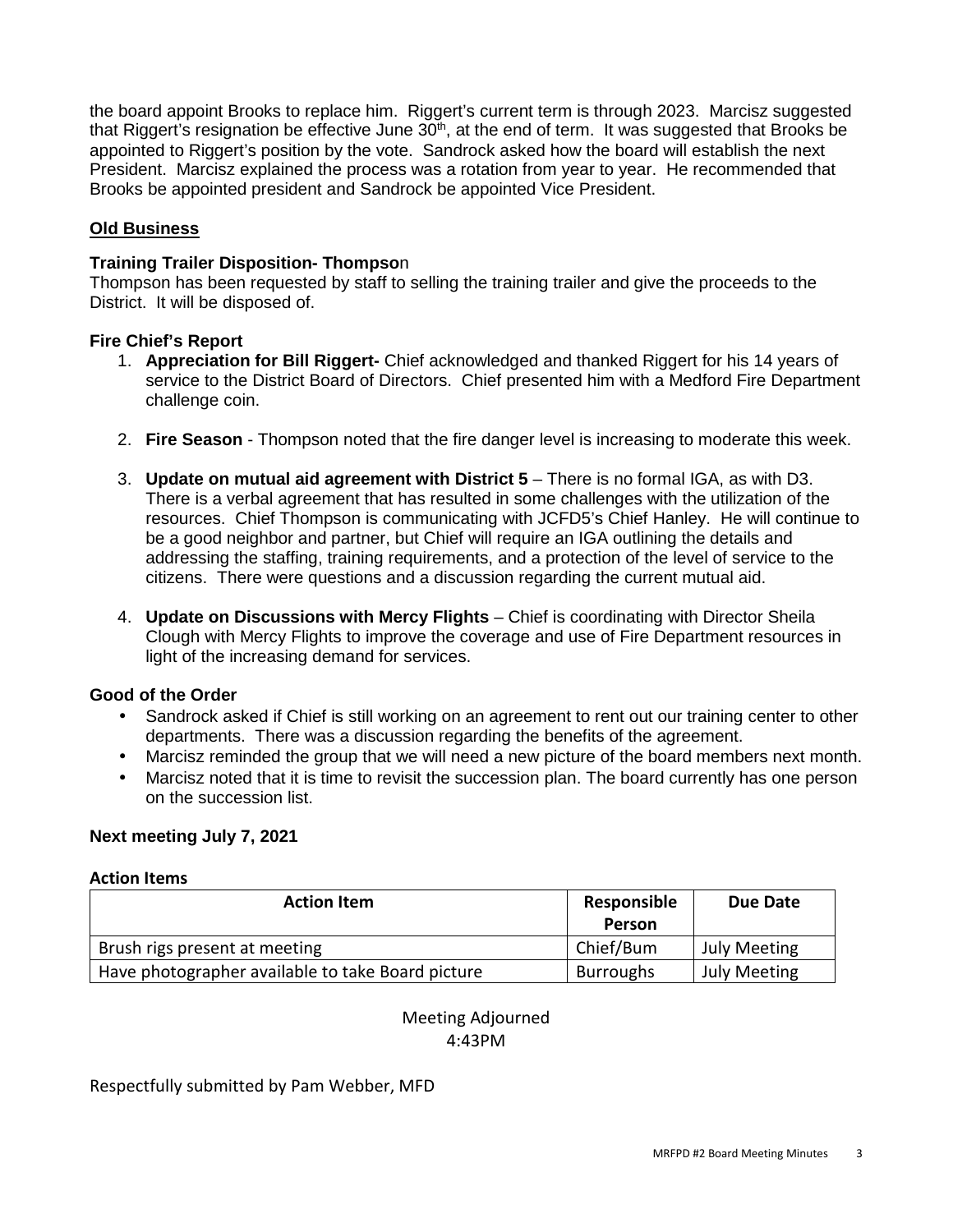the board appoint Brooks to replace him. Riggert's current term is through 2023. Marcisz suggested that Riggert's resignation be effective June 30th, at the end of term. It was suggested that Brooks be appointed to Riggert's position by the vote. Sandrock asked how the board will establish the next President. Marcisz explained the process was a rotation from year to year. He recommended that Brooks be appointed president and Sandrock be appointed Vice President.

## Old Business

**Training Trailer Disposition- Thompso**n

Thompson has been requested by staff to selling the training trailer and give the proceeds to the District. It will be disposed of.

**Fire Chief's Report**

1. **Appreciation for Bill Riggert-** Chief acknowledged and thanked Riggert for his 14 years of service to the District Board of Directors. Chief presented him with a Medford Fire Department challenge coin.

2. **Fire Season** - Thompson noted that the fire danger level is increasing to moderate this week.

3. **Update on mutual aid agreement with District 5** – There is no formal IGA, as with D3. There is a verbal agreement that has resulted in some challenges with the utilization of the resources. Chief Thompson is communicating with JCFD5's Chief Hanley. He will continue to be a good neighbor and partner, but Chief will require an IGA outlining the details and addressing the staffing, training requirements, and a protection of the level of service to the citizens. There were questions and a discussion regarding the current mutual aid.

4. **Update on Discussions with Mercy Flights** – Chief is coordinating with Director Sheila Clough with Mercy Flights to improve the coverage and use of Fire Department resources in light of the increasing demand for services.

**Good of the Order**

- Sandrock asked if Chief is still working on an agreement to rent out our training center to other departments. There was a discussion regarding the benefits of the agreement.
- Marcisz reminded the group that we will need a new picture of the board members next month.
- Marcisz noted that it is time to revisit the succession plan. The board currently has one person on the succession list.

**Next meeting July 7, 2021**

**Action Items**

| Action Item | Responsible Person | Due Date |
| --- | --- | --- |
| Brush rigs present at meeting | Chief/Bum | July Meeting |
| Have photographer available to take Board picture | Burroughs | July Meeting |

Meeting Adjourned
4:43PM

Respectfully submitted by Pam Webber, MFD